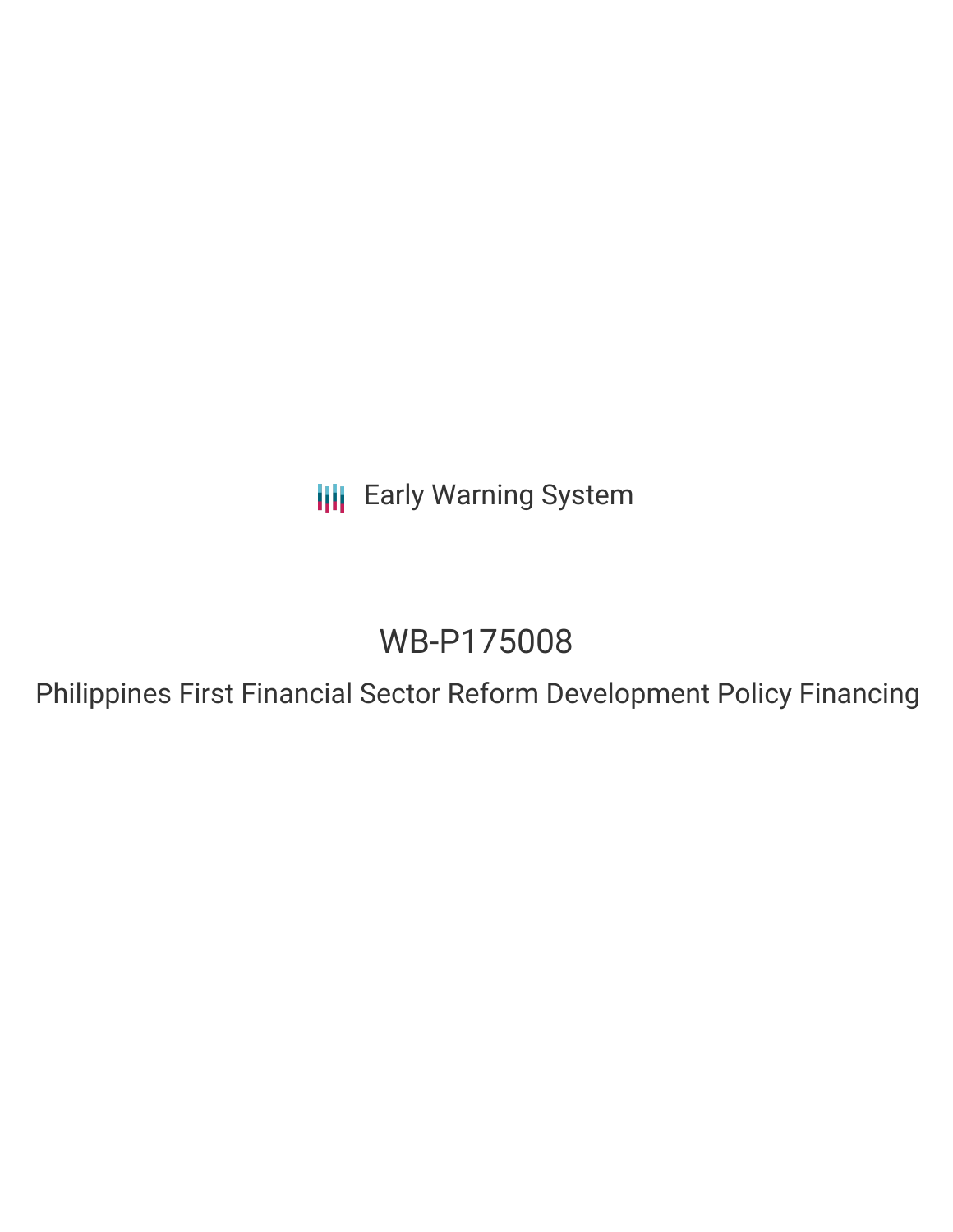Early Warning System

# WB-P175008

## Philippines First Financial Sector Reform Development Policy Financing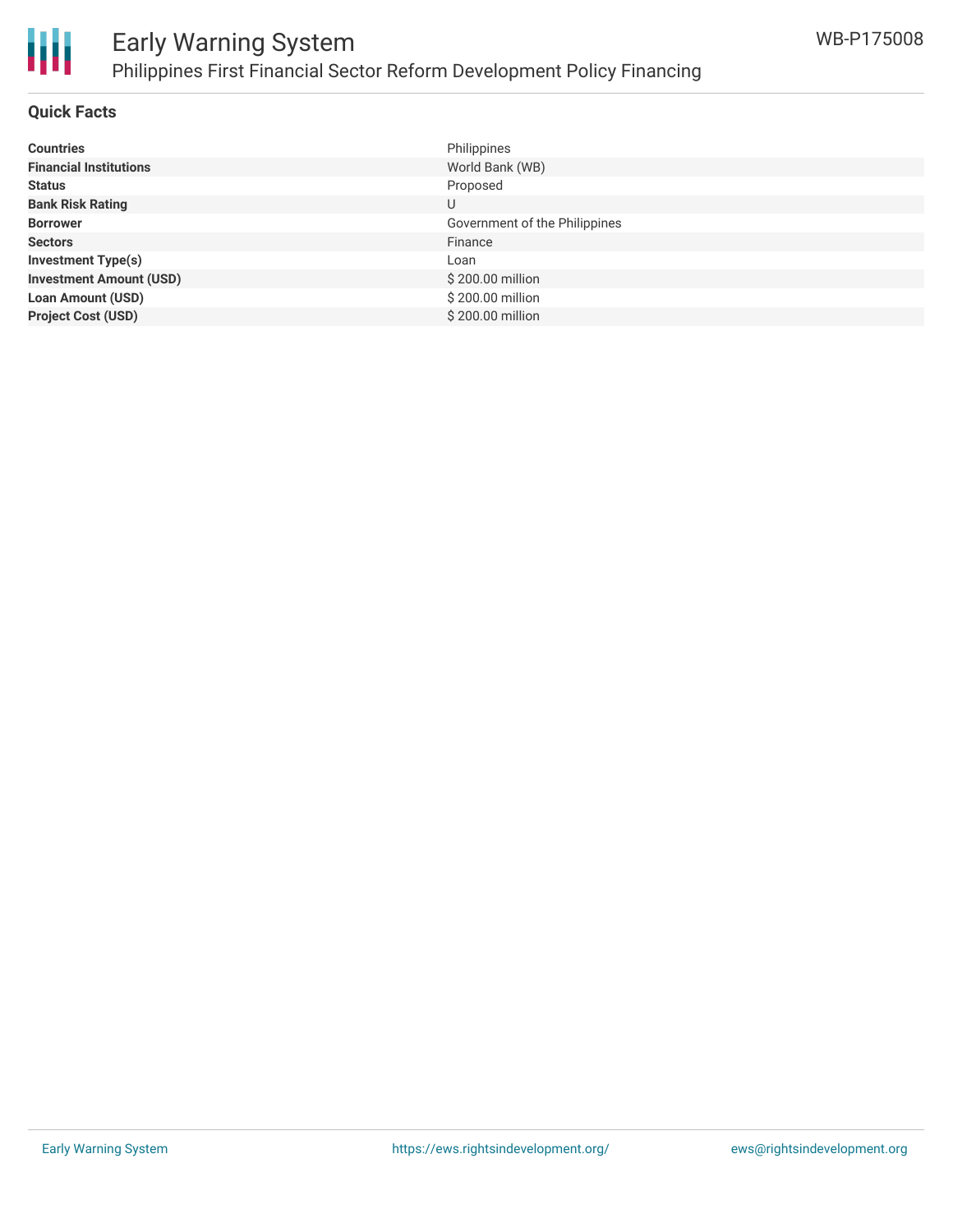## Quick Facts

| | |
|---|---|
| **Countries** | Philippines |
| **Financial Institutions** | World Bank (WB) |
| **Status** | Proposed |
| **Bank Risk Rating** | U |
| **Borrower** | Government of the Philippines |
| **Sectors** | Finance |
| **Investment Type(s)** | Loan |
| **Investment Amount (USD)** | $ 200.00 million |
| **Loan Amount (USD)** | $ 200.00 million |
| **Project Cost (USD)** | $ 200.00 million |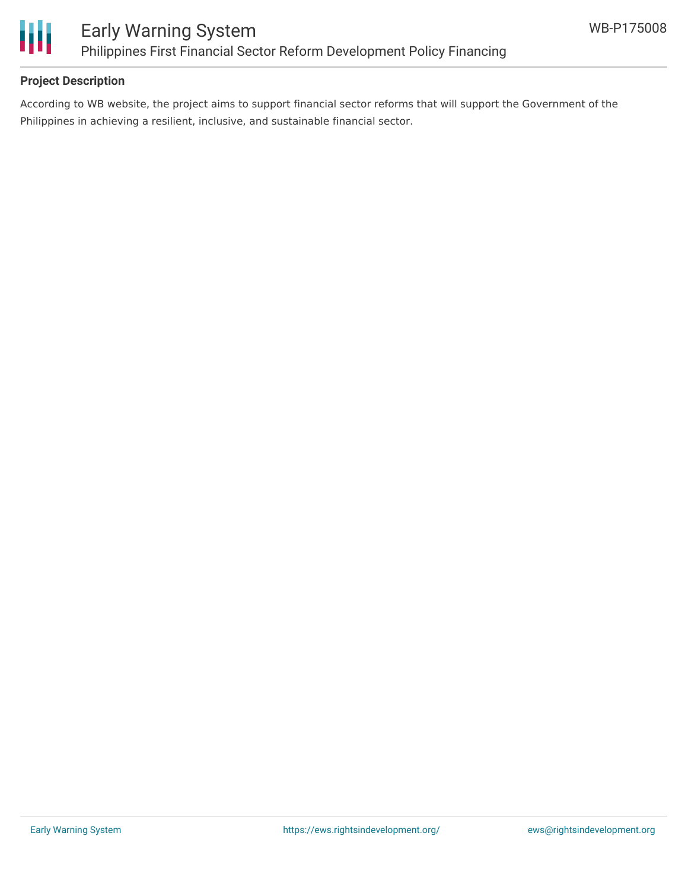## Project Description

According to WB website, the project aims to support financial sector reforms that will support the Government of the Philippines in achieving a resilient, inclusive, and sustainable financial sector.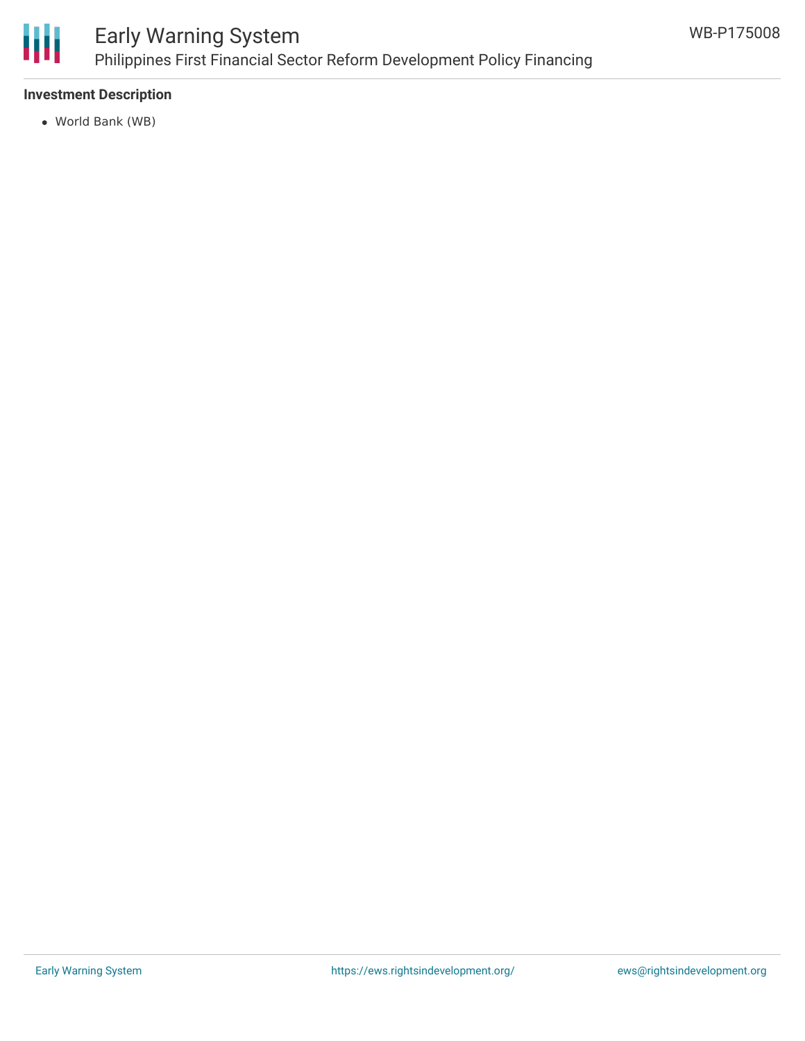**Investment Description**

- World Bank (WB)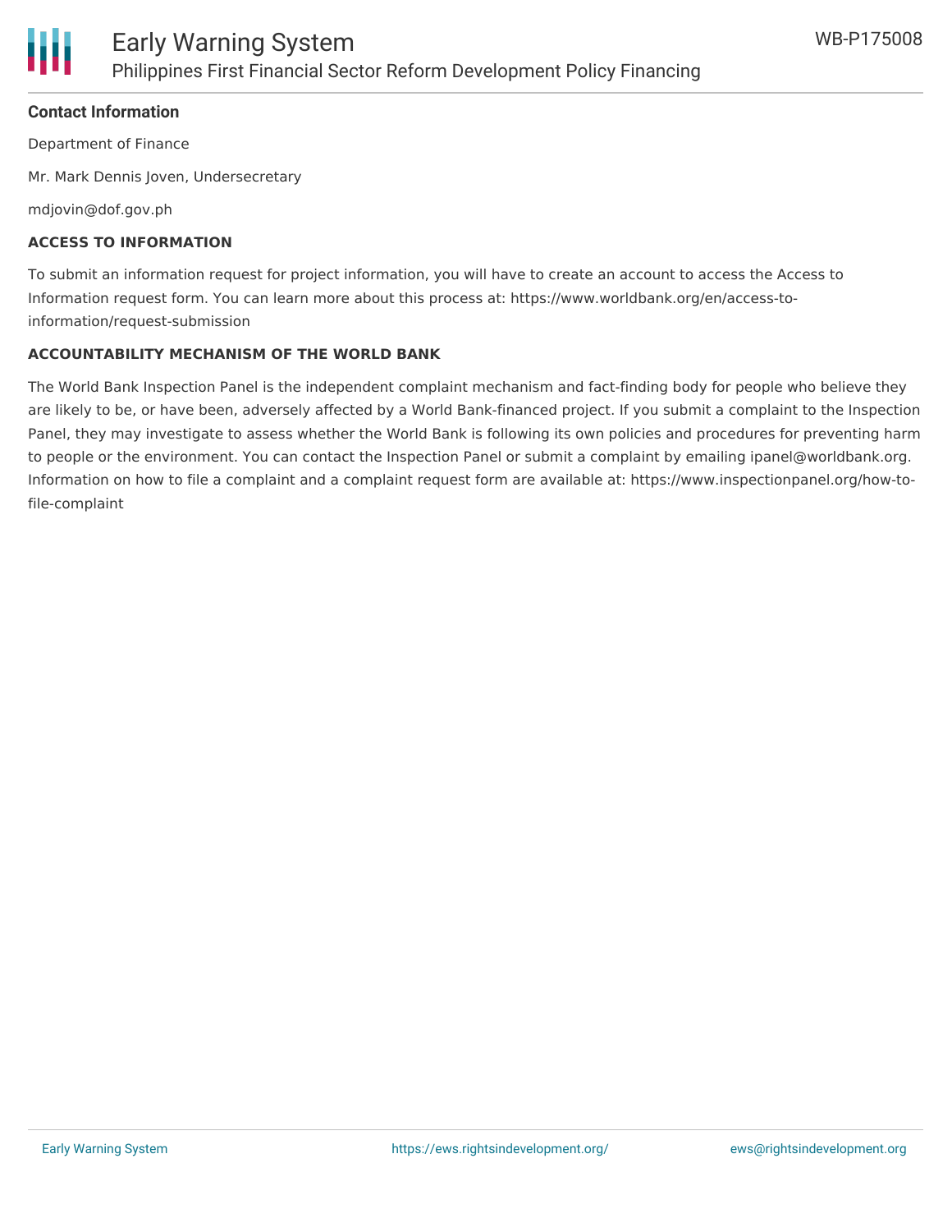**Contact Information**

Department of Finance

Mr. Mark Dennis Joven, Undersecretary

mdjovin@dof.gov.ph

**ACCESS TO INFORMATION**

To submit an information request for project information, you will have to create an account to access the Access to Information request form. You can learn more about this process at: https://www.worldbank.org/en/access-to-information/request-submission

**ACCOUNTABILITY MECHANISM OF THE WORLD BANK**

The World Bank Inspection Panel is the independent complaint mechanism and fact-finding body for people who believe they are likely to be, or have been, adversely affected by a World Bank-financed project. If you submit a complaint to the Inspection Panel, they may investigate to assess whether the World Bank is following its own policies and procedures for preventing harm to people or the environment. You can contact the Inspection Panel or submit a complaint by emailing ipanel@worldbank.org. Information on how to file a complaint and a complaint request form are available at: https://www.inspectionpanel.org/how-to-file-complaint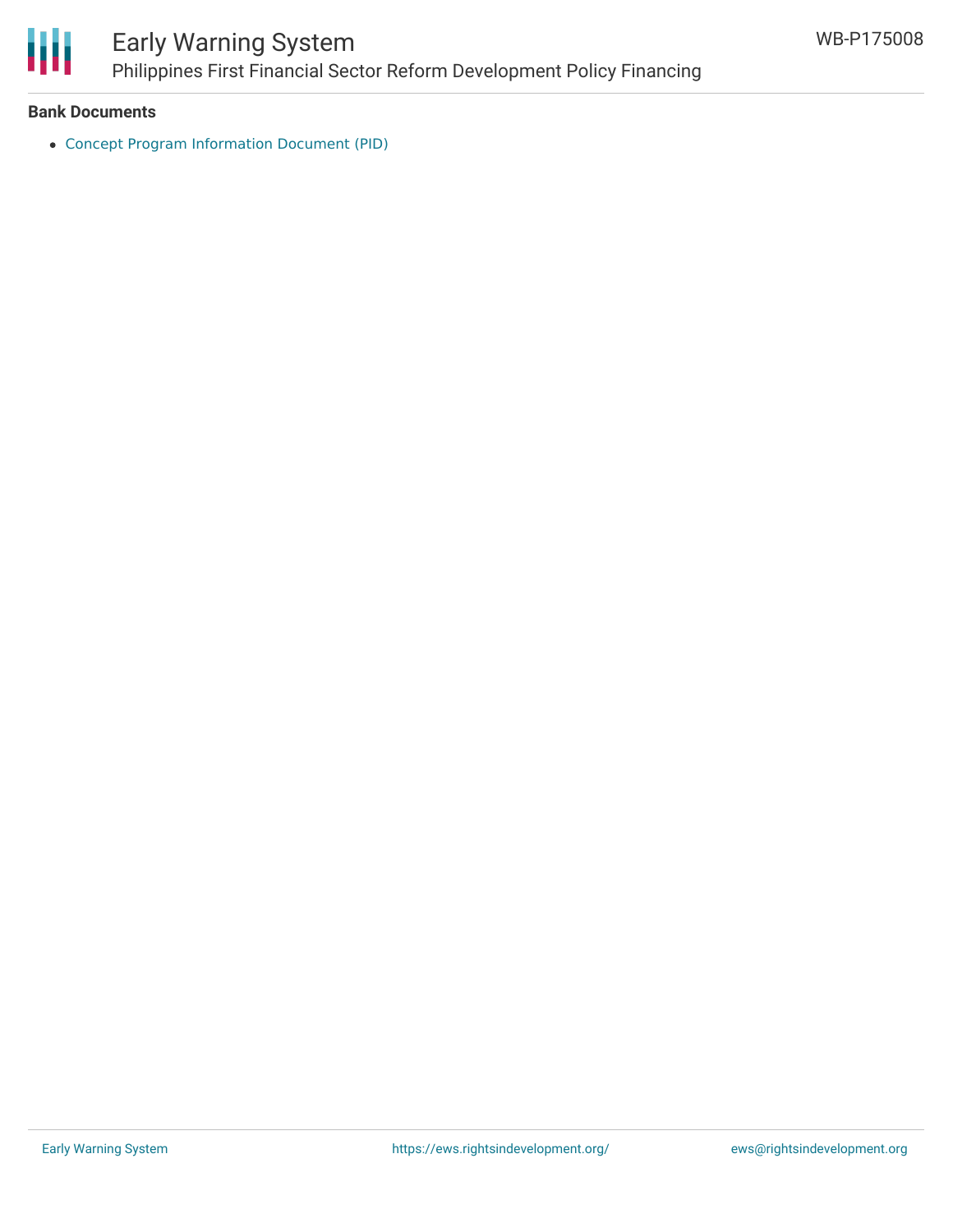**Bank Documents**

- Concept Program Information Document (PID)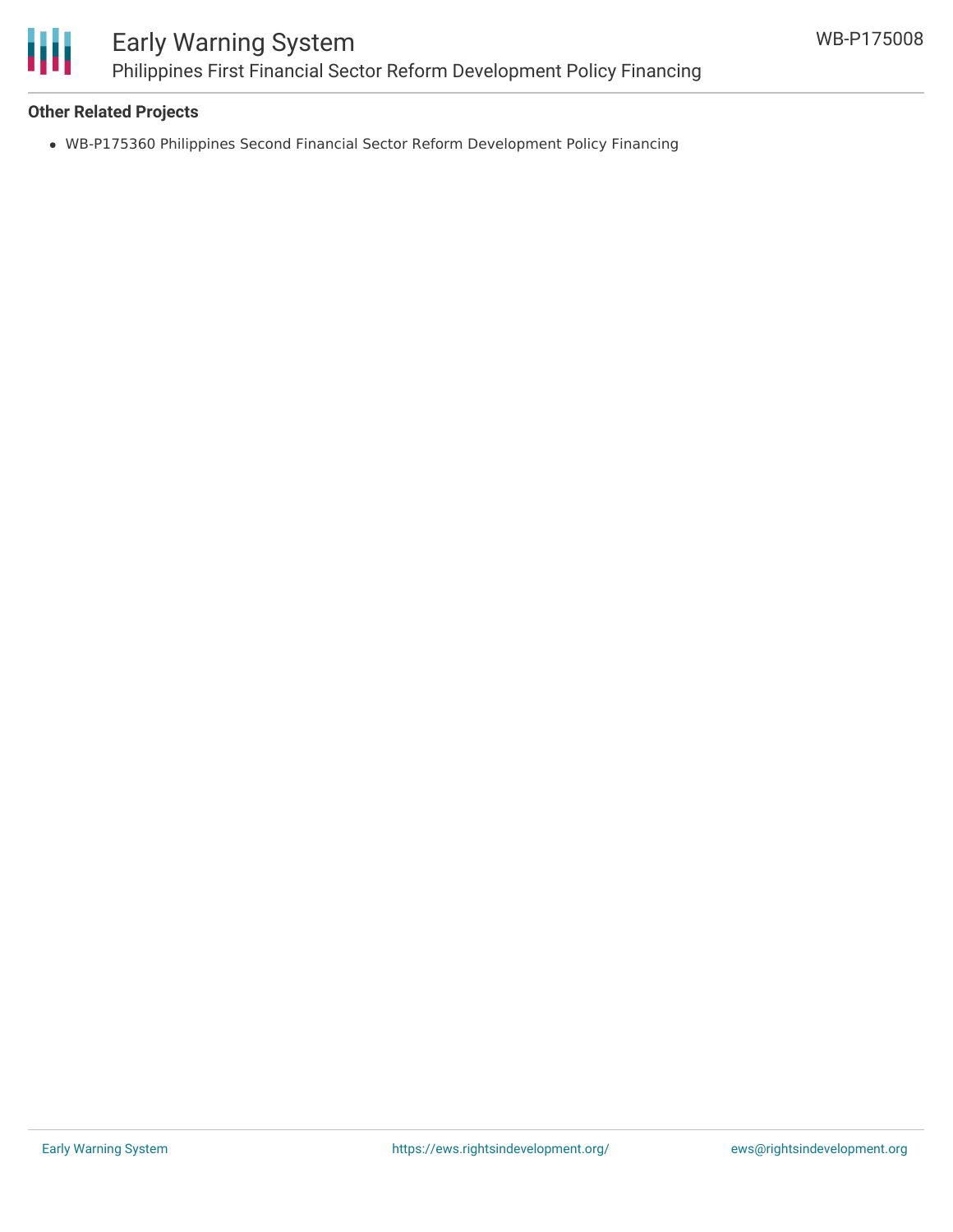**Other Related Projects**

- WB-P175360 Philippines Second Financial Sector Reform Development Policy Financing